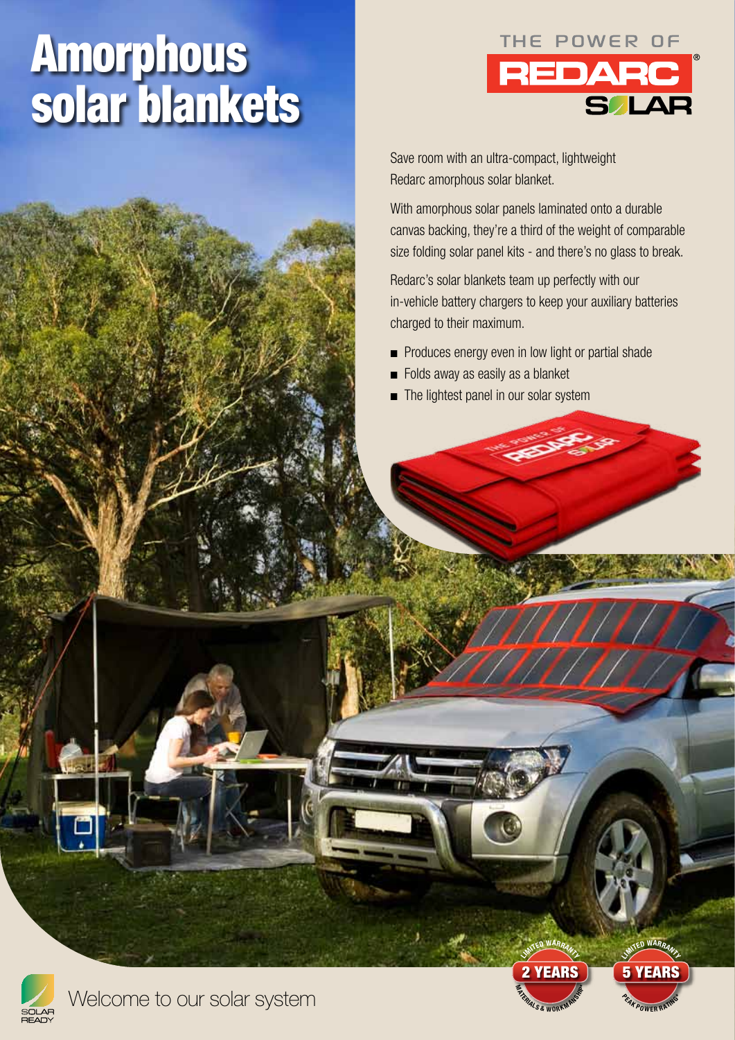# Amorphous solar blankets

THE POWER OF REDARC® SOLAR

Save room with an ultra-compact, lightweight Redarc amorphous solar blanket.

With amorphous solar panels laminated onto a durable canvas backing, they're a third of the weight of comparable size folding solar panel kits - and there's no glass to break.

Redarc's solar blankets team up perfectly with our in-vehicle battery chargers to keep your auxiliary batteries charged to their maximum.

- Produces energy even in low light or partial shade
- Folds away as easily as a blanket
- The lightest panel in our solar system

LIMITED WARRANTY **2 YEARS** MATERIALS & WORKMANSHIP

LIMITED WARRANTY **5 YEARS** PEAK POWER RATING*

SOLAR READY

Welcome to our solar system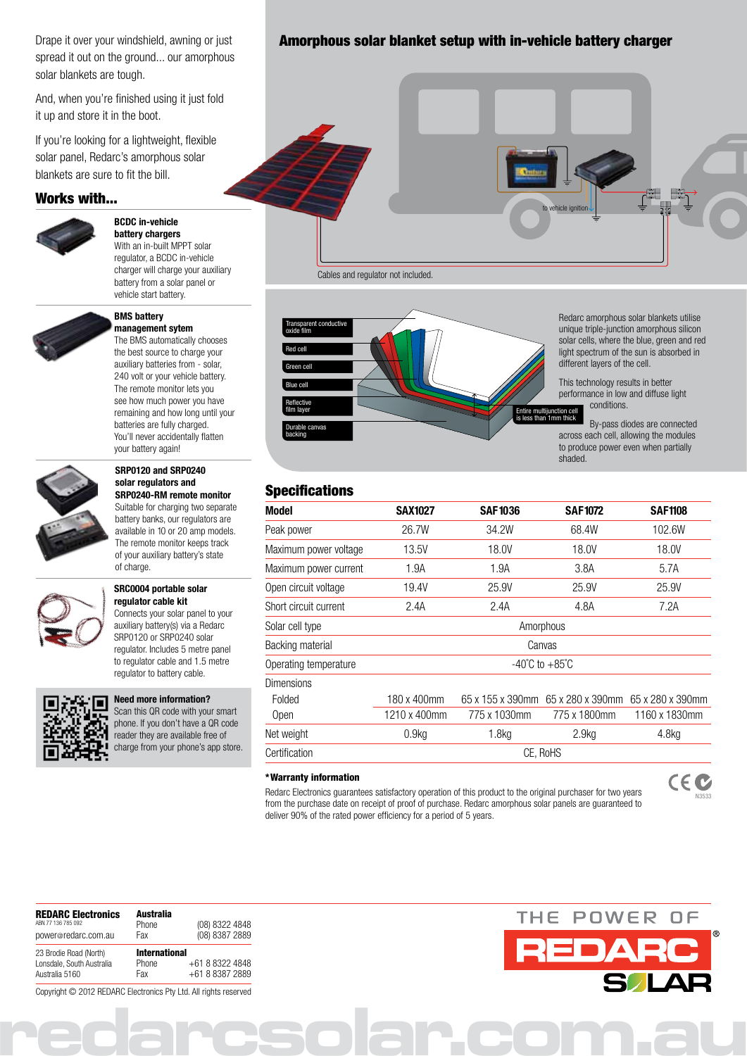Drape it over your windshield, awning or just spread it out on the ground... our amorphous solar blankets are tough.

And, when you're finished using it just fold it up and store it in the boot.

If you're looking for a lightweight, flexible solar panel, Redarc's amorphous solar blankets are sure to fit the bill.

## Works with...

**BCDC in-vehicle battery chargers**
With an in-built MPPT solar regulator, a BCDC in-vehicle charger will charge your auxiliary battery from a solar panel or vehicle start battery.

**BMS battery management sytem**
The BMS automatically chooses the best source to charge your auxiliary batteries from - solar, 240 volt or your vehicle battery. The remote monitor lets you see how much power you have remaining and how long until your batteries are fully charged. You'll never accidentally flatten your battery again!

**SRP0120 and SRP0240 solar regulators and SRP0240-RM remote monitor**
Suitable for charging two separate battery banks, our regulators are available in 10 or 20 amp models. The remote monitor keeps track of your auxiliary battery's state of charge.

**SRC0004 portable solar regulator cable kit**
Connects your solar panel to your auxiliary battery(s) via a Redarc SRP0120 or SRP0240 solar regulator. Includes 5 metre panel to regulator cable and 1.5 metre regulator to battery cable.

**Need more information?**
Scan this QR code with your smart phone. If you don't have a QR code reader they are available free of charge from your phone's app store.

## Amorphous solar blanket setup with in-vehicle battery charger

to vehicle ignition

Cables and regulator not included.

Transparent conductive oxide film
Red cell
Green cell
Blue cell
Reflective film layer
Durable canvas backing
Entire multijunction cell is less than 1mm thick

Redarc amorphous solar blankets utilise unique triple-junction amorphous silicon solar cells, where the blue, green and red light spectrum of the sun is absorbed in different layers of the cell.

This technology results in better performance in low and diffuse light conditions.

By-pass diodes are connected across each cell, allowing the modules to produce power even when partially shaded.

## Specifications

| Model | SAX1027 | SAF1036 | SAF1072 | SAF1108 |
|---|---|---|---|---|
| Peak power | 26.7W | 34.2W | 68.4W | 102.6W |
| Maximum power voltage | 13.5V | 18.0V | 18.0V | 18.0V |
| Maximum power current | 1.9A | 1.9A | 3.8A | 5.7A |
| Open circuit voltage | 19.4V | 25.9V | 25.9V | 25.9V |
| Short circuit current | 2.4A | 2.4A | 4.8A | 7.2A |
| Solar cell type | Amorphous | | | |
| Backing material | Canvas | | | |
| Operating temperature | -40˚C to +85˚C | | | |
| Dimensions | | | | |
| Folded | 180 x 400mm | 65 x 155 x 390mm | 65 x 280 x 390mm | 65 x 280 x 390mm |
| Open | 1210 x 400mm | 775 x 1030mm | 775 x 1800mm | 1160 x 1830mm |
| Net weight | 0.9kg | 1.8kg | 2.9kg | 4.8kg |
| Certification | CE, RoHS | | | |

**\*Warranty information**

Redarc Electronics guarantees satisfactory operation of this product to the original purchaser for two years from the purchase date on receipt of proof of purchase. Redarc amorphous solar panels are guaranteed to deliver 90% of the rated power efficiency for a period of 5 years.

N3533

**REDARC Electronics**
ABN 77 136 785 092
power@redarc.com.au

23 Brodie Road (North)
Lonsdale, South Australia
Australia 5160

**Australia**
Phone (08) 8322 4848
Fax (08) 8387 2889

**International**
Phone +61 8 8322 4848
Fax +61 8 8387 2889

Copyright © 2012 REDARC Electronics Pty Ltd. All rights reserved

THE POWER OF REDARC® SOLAR

redarcsolar.com.au